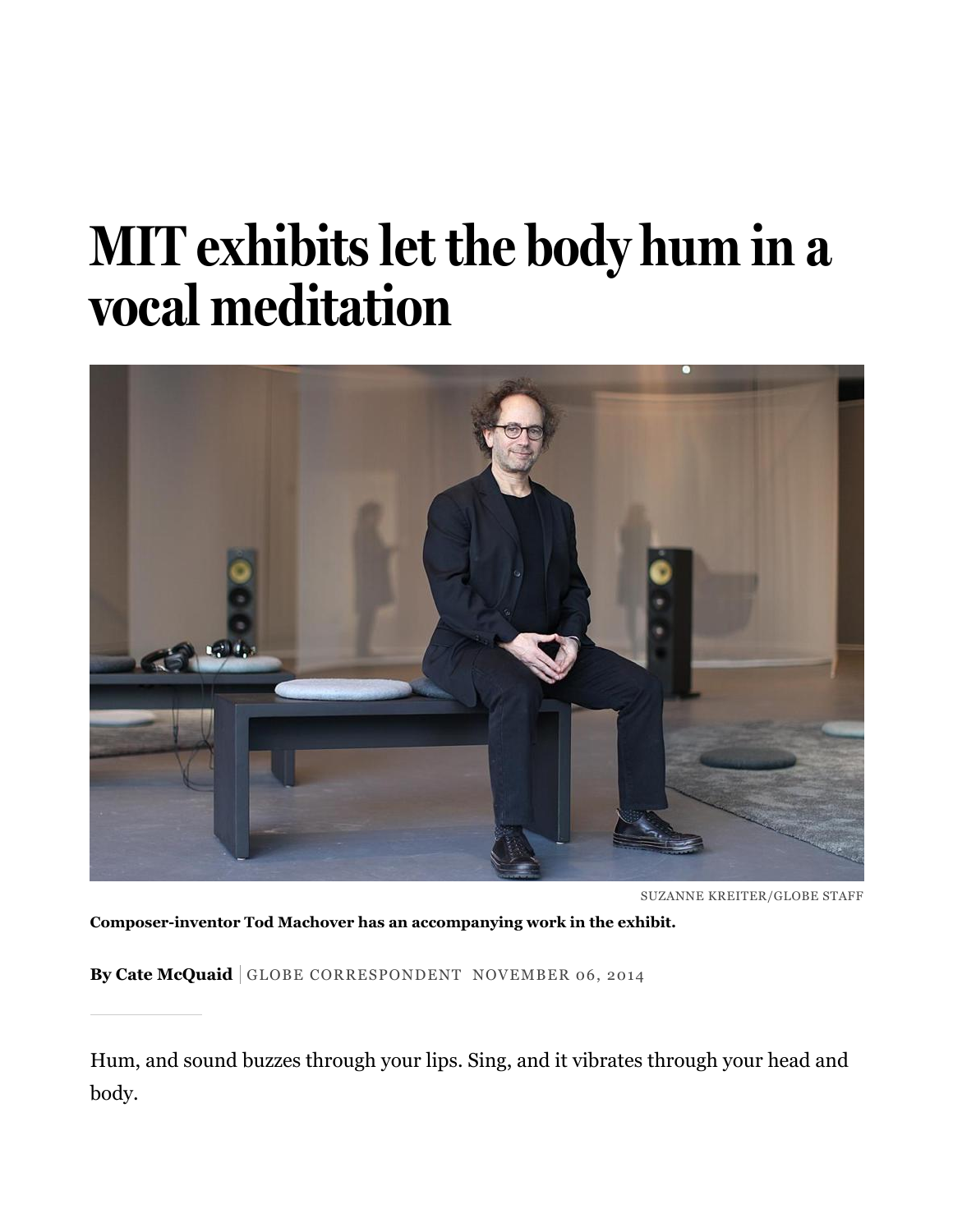# MIT exhibits let the body hum in a vocal meditation

SUZANNE KREITER/GLOBE STAFF

**Composer-inventor Tod Machover has an accompanying work in the exhibit.**

**By Cate McQuaid** | GLOBE CORRESPONDENT NOVEMBER 06, 2014

Hum, and sound buzzes through your lips. Sing, and it vibrates through your head and body.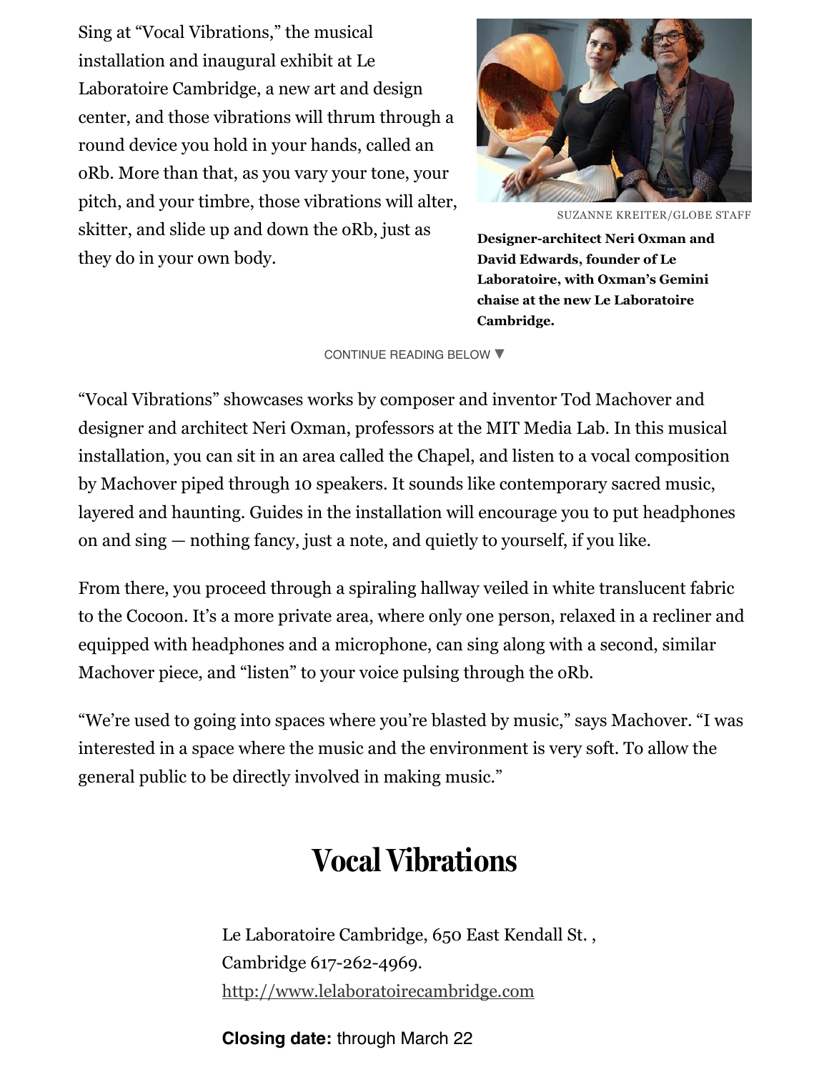Sing at "Vocal Vibrations," the musical installation and inaugural exhibit at Le Laboratoire Cambridge, a new art and design center, and those vibrations will thrum through a round device you hold in your hands, called an oRb. More than that, as you vary your tone, your pitch, and your timbre, those vibrations will alter, skitter, and slide up and down the oRb, just as they do in your own body.

SUZANNE KREITER/GLOBE STAFF

**Designer-architect Neri Oxman and David Edwards, founder of Le Laboratoire, with Oxman's Gemini chaise at the new Le Laboratoire Cambridge.**

CONTINUE READING BELOW ▼

"Vocal Vibrations" showcases works by composer and inventor Tod Machover and designer and architect Neri Oxman, professors at the MIT Media Lab. In this musical installation, you can sit in an area called the Chapel, and listen to a vocal composition by Machover piped through 10 speakers. It sounds like contemporary sacred music, layered and haunting. Guides in the installation will encourage you to put headphones on and sing — nothing fancy, just a note, and quietly to yourself, if you like.

From there, you proceed through a spiraling hallway veiled in white translucent fabric to the Cocoon. It's a more private area, where only one person, relaxed in a recliner and equipped with headphones and a microphone, can sing along with a second, similar Machover piece, and "listen" to your voice pulsing through the oRb.

"We're used to going into spaces where you're blasted by music," says Machover. "I was interested in a space where the music and the environment is very soft. To allow the general public to be directly involved in making music."

# Vocal Vibrations

Le Laboratoire Cambridge, 650 East Kendall St. , Cambridge 617-262-4969.
http://www.lelaboratoirecambridge.com

**Closing date:** through March 22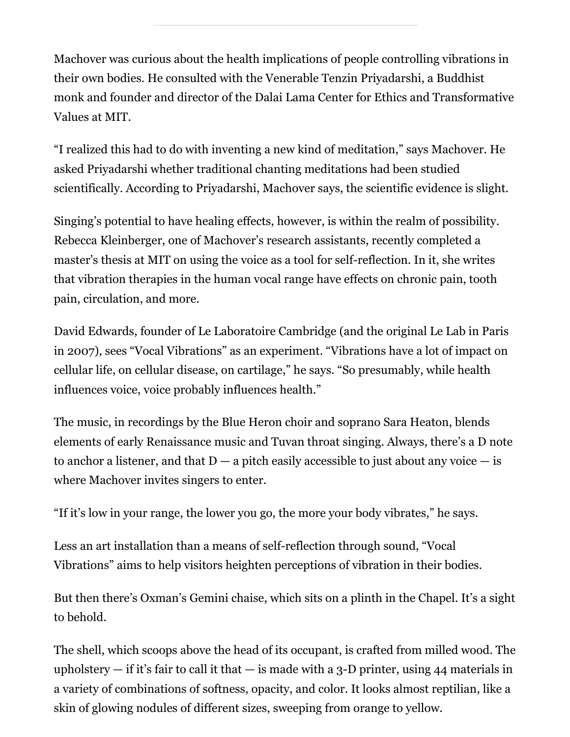Machover was curious about the health implications of people controlling vibrations in their own bodies. He consulted with the Venerable Tenzin Priyadarshi, a Buddhist monk and founder and director of the Dalai Lama Center for Ethics and Transformative Values at MIT.

"I realized this had to do with inventing a new kind of meditation," says Machover. He asked Priyadarshi whether traditional chanting meditations had been studied scientifically. According to Priyadarshi, Machover says, the scientific evidence is slight.

Singing's potential to have healing effects, however, is within the realm of possibility. Rebecca Kleinberger, one of Machover's research assistants, recently completed a master's thesis at MIT on using the voice as a tool for self-reflection. In it, she writes that vibration therapies in the human vocal range have effects on chronic pain, tooth pain, circulation, and more.

David Edwards, founder of Le Laboratoire Cambridge (and the original Le Lab in Paris in 2007), sees "Vocal Vibrations" as an experiment. "Vibrations have a lot of impact on cellular life, on cellular disease, on cartilage," he says. "So presumably, while health influences voice, voice probably influences health."

The music, in recordings by the Blue Heron choir and soprano Sara Heaton, blends elements of early Renaissance music and Tuvan throat singing. Always, there's a D note to anchor a listener, and that D — a pitch easily accessible to just about any voice — is where Machover invites singers to enter.

"If it's low in your range, the lower you go, the more your body vibrates," he says.

Less an art installation than a means of self-reflection through sound, "Vocal Vibrations" aims to help visitors heighten perceptions of vibration in their bodies.

But then there's Oxman's Gemini chaise, which sits on a plinth in the Chapel. It's a sight to behold.

The shell, which scoops above the head of its occupant, is crafted from milled wood. The upholstery — if it's fair to call it that — is made with a 3-D printer, using 44 materials in a variety of combinations of softness, opacity, and color. It looks almost reptilian, like a skin of glowing nodules of different sizes, sweeping from orange to yellow.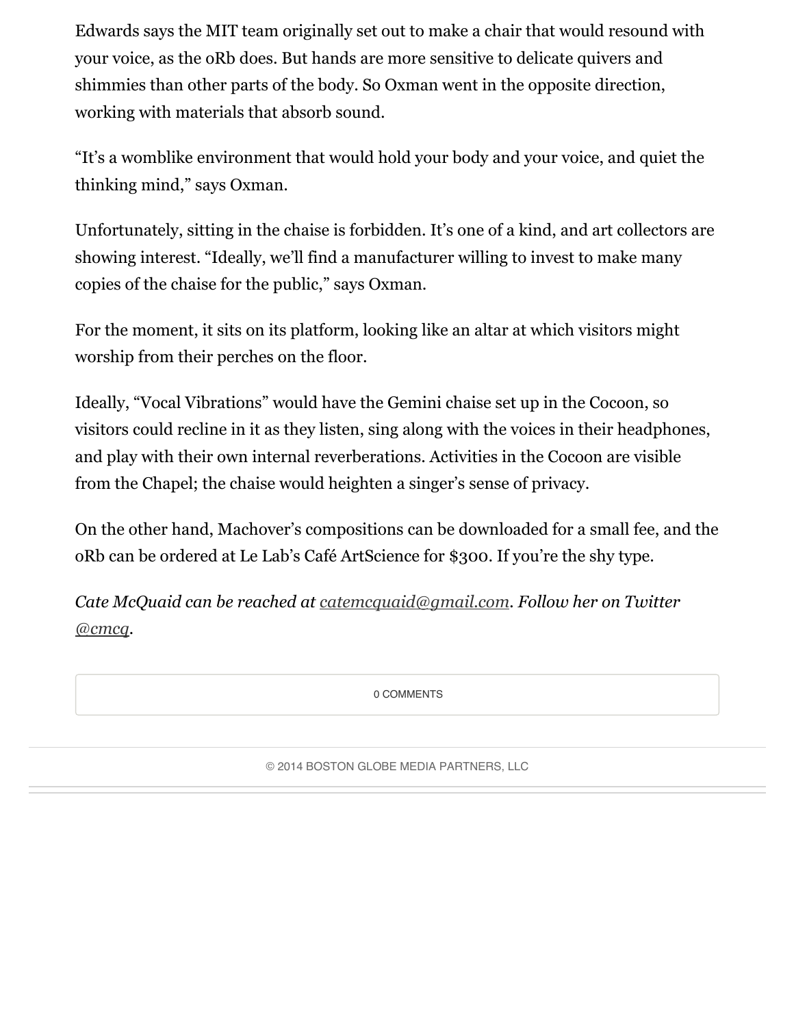Edwards says the MIT team originally set out to make a chair that would resound with your voice, as the oRb does. But hands are more sensitive to delicate quivers and shimmies than other parts of the body. So Oxman went in the opposite direction, working with materials that absorb sound.

“It’s a womblike environment that would hold your body and your voice, and quiet the thinking mind,” says Oxman.

Unfortunately, sitting in the chaise is forbidden. It’s one of a kind, and art collectors are showing interest. “Ideally, we’ll find a manufacturer willing to invest to make many copies of the chaise for the public,” says Oxman.

For the moment, it sits on its platform, looking like an altar at which visitors might worship from their perches on the floor.

Ideally, “Vocal Vibrations” would have the Gemini chaise set up in the Cocoon, so visitors could recline in it as they listen, sing along with the voices in their headphones, and play with their own internal reverberations. Activities in the Cocoon are visible from the Chapel; the chaise would heighten a singer’s sense of privacy.

On the other hand, Machover’s compositions can be downloaded for a small fee, and the oRb can be ordered at Le Lab’s Café ArtScience for $300. If you’re the shy type.

*Cate McQuaid can be reached at catemcquaid@gmail.com. Follow her on Twitter @cmcq.*

0 COMMENTS

© 2014 BOSTON GLOBE MEDIA PARTNERS, LLC